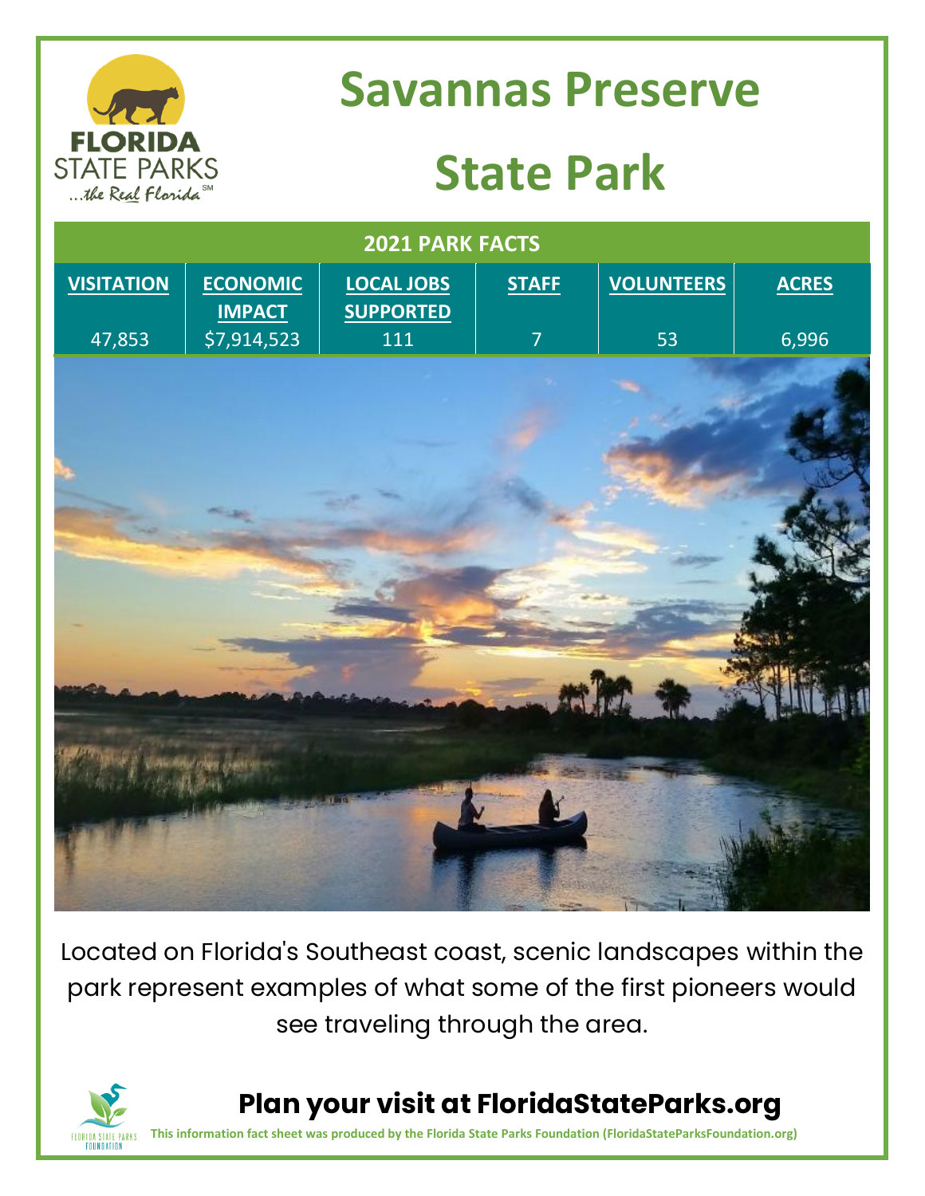# Savannas Preserve State Park

| 2021 PARK FACTS | | | | | |
|---|---|---|---|---|---|
| VISITATION | ECONOMIC IMPACT | LOCAL JOBS SUPPORTED | STAFF | VOLUNTEERS | ACRES |
| 47,853 | $7,914,523 | 111 | 7 | 53 | 6,996 |

Located on Florida's Southeast coast, scenic landscapes within the park represent examples of what some of the first pioneers would see traveling through the area.

**Plan your visit at FloridaStateParks.org**

This information fact sheet was produced by the Florida State Parks Foundation (FloridaStateParksFoundation.org)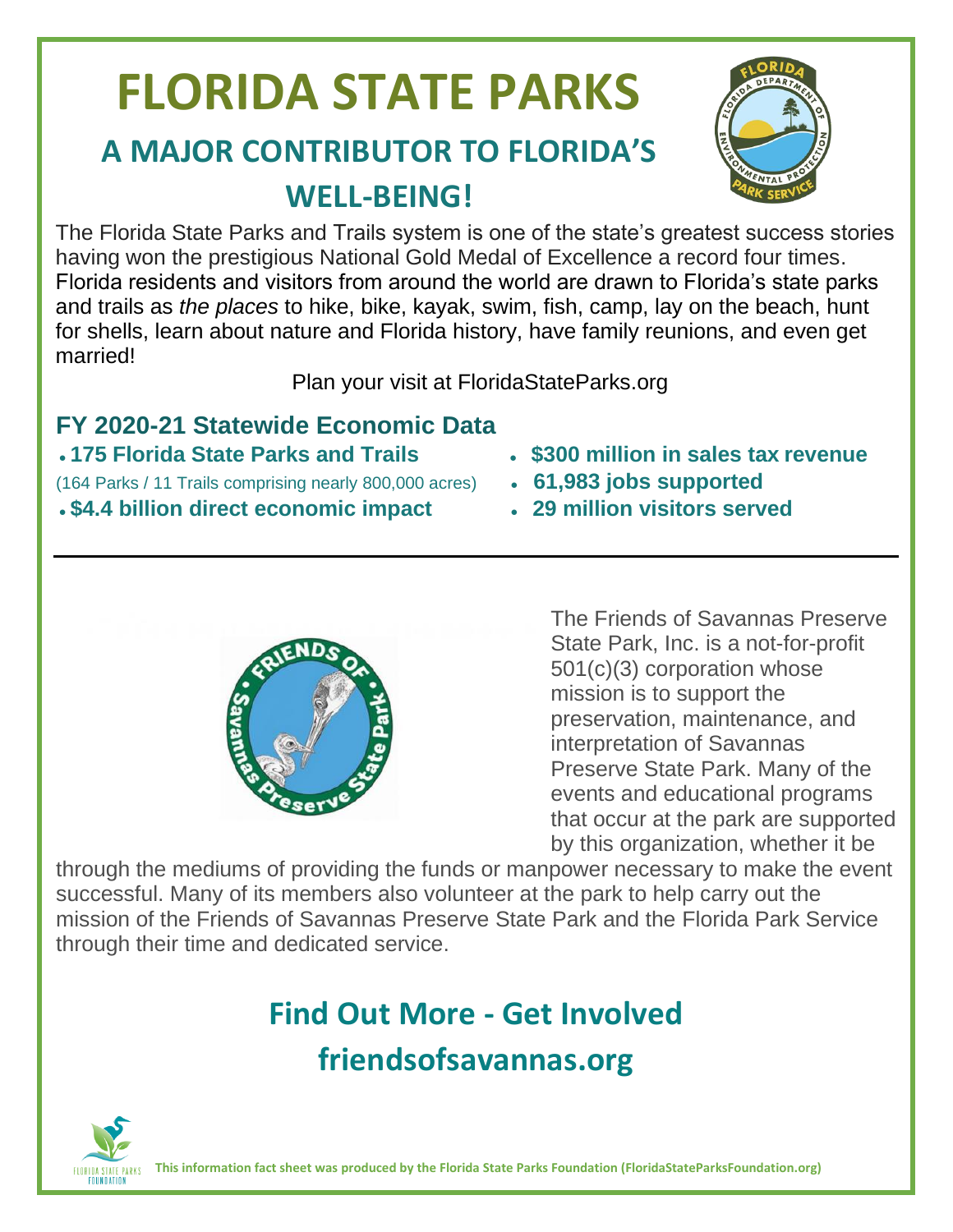# FLORIDA STATE PARKS

## A MAJOR CONTRIBUTOR TO FLORIDA'S WELL-BEING!

The Florida State Parks and Trails system is one of the state's greatest success stories having won the prestigious National Gold Medal of Excellence a record four times. Florida residents and visitors from around the world are drawn to Florida's state parks and trails as *the places* to hike, bike, kayak, swim, fish, camp, lay on the beach, hunt for shells, learn about nature and Florida history, have family reunions, and even get married!

Plan your visit at FloridaStateParks.org

### FY 2020-21 Statewide Economic Data

- **175 Florida State Parks and Trails**

  (164 Parks / 11 Trails comprising nearly 800,000 acres)
- **$4.4 billion direct economic impact**
- **$300 million in sales tax revenue**
- **61,983 jobs supported**
- **29 million visitors served**

---

The Friends of Savannas Preserve State Park, Inc. is a not-for-profit 501(c)(3) corporation whose mission is to support the preservation, maintenance, and interpretation of Savannas Preserve State Park. Many of the events and educational programs that occur at the park are supported by this organization, whether it be through the mediums of providing the funds or manpower necessary to make the event successful. Many of its members also volunteer at the park to help carry out the mission of the Friends of Savannas Preserve State Park and the Florida Park Service through their time and dedicated service.

## Find Out More - Get Involved

## friendsofsavannas.org

**This information fact sheet was produced by the Florida State Parks Foundation (FloridaStateParksFoundation.org)**